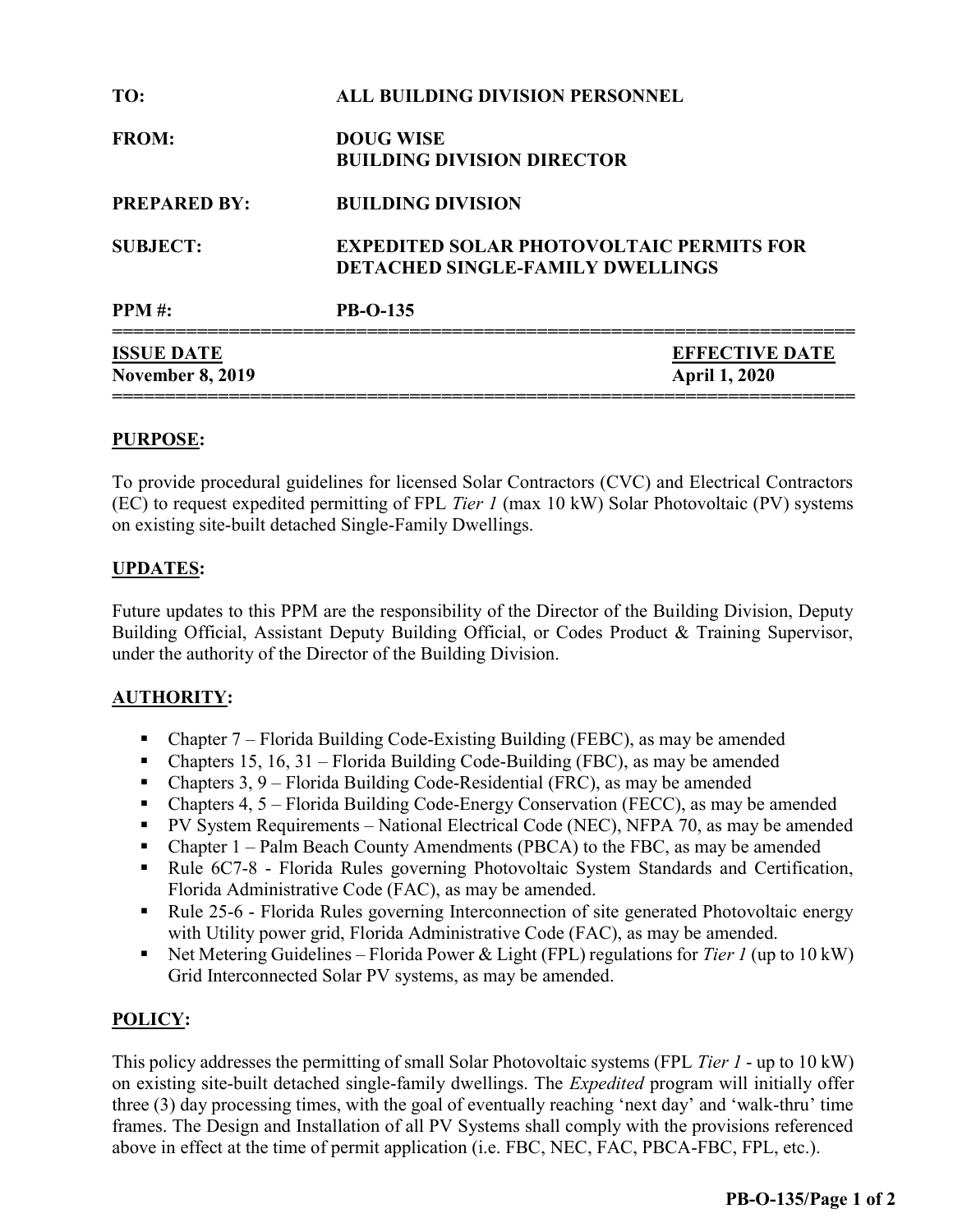**TO:** ALL BUILDING DIVISION PERSONNEL

**FROM:** DOUG WISE
BUILDING DIVISION DIRECTOR

**PREPARED BY:** BUILDING DIVISION

**SUBJECT:** EXPEDITED SOLAR PHOTOVOLTAIC PERMITS FOR DETACHED SINGLE-FAMILY DWELLINGS

**PPM #:** PB-O-135

| ISSUE DATE | EFFECTIVE DATE |
|---|---|
| **November 8, 2019** | **April 1, 2020** |

## PURPOSE:

To provide procedural guidelines for licensed Solar Contractors (CVC) and Electrical Contractors (EC) to request expedited permitting of FPL *Tier 1* (max 10 kW) Solar Photovoltaic (PV) systems on existing site-built detached Single-Family Dwellings.

## UPDATES:

Future updates to this PPM are the responsibility of the Director of the Building Division, Deputy Building Official, Assistant Deputy Building Official, or Codes Product & Training Supervisor, under the authority of the Director of the Building Division.

## AUTHORITY:

- Chapter 7 – Florida Building Code-Existing Building (FEBC), as may be amended
- Chapters 15, 16, 31 – Florida Building Code-Building (FBC), as may be amended
- Chapters 3, 9 – Florida Building Code-Residential (FRC), as may be amended
- Chapters 4, 5 – Florida Building Code-Energy Conservation (FECC), as may be amended
- PV System Requirements – National Electrical Code (NEC), NFPA 70, as may be amended
- Chapter 1 – Palm Beach County Amendments (PBCA) to the FBC, as may be amended
- Rule 6C7-8 - Florida Rules governing Photovoltaic System Standards and Certification, Florida Administrative Code (FAC), as may be amended.
- Rule 25-6 - Florida Rules governing Interconnection of site generated Photovoltaic energy with Utility power grid, Florida Administrative Code (FAC), as may be amended.
- Net Metering Guidelines – Florida Power & Light (FPL) regulations for *Tier 1* (up to 10 kW) Grid Interconnected Solar PV systems, as may be amended.

## POLICY:

This policy addresses the permitting of small Solar Photovoltaic systems (FPL *Tier 1* - up to 10 kW) on existing site-built detached single-family dwellings. The *Expedited* program will initially offer three (3) day processing times, with the goal of eventually reaching 'next day' and 'walk-thru' time frames. The Design and Installation of all PV Systems shall comply with the provisions referenced above in effect at the time of permit application (i.e. FBC, NEC, FAC, PBCA-FBC, FPL, etc.).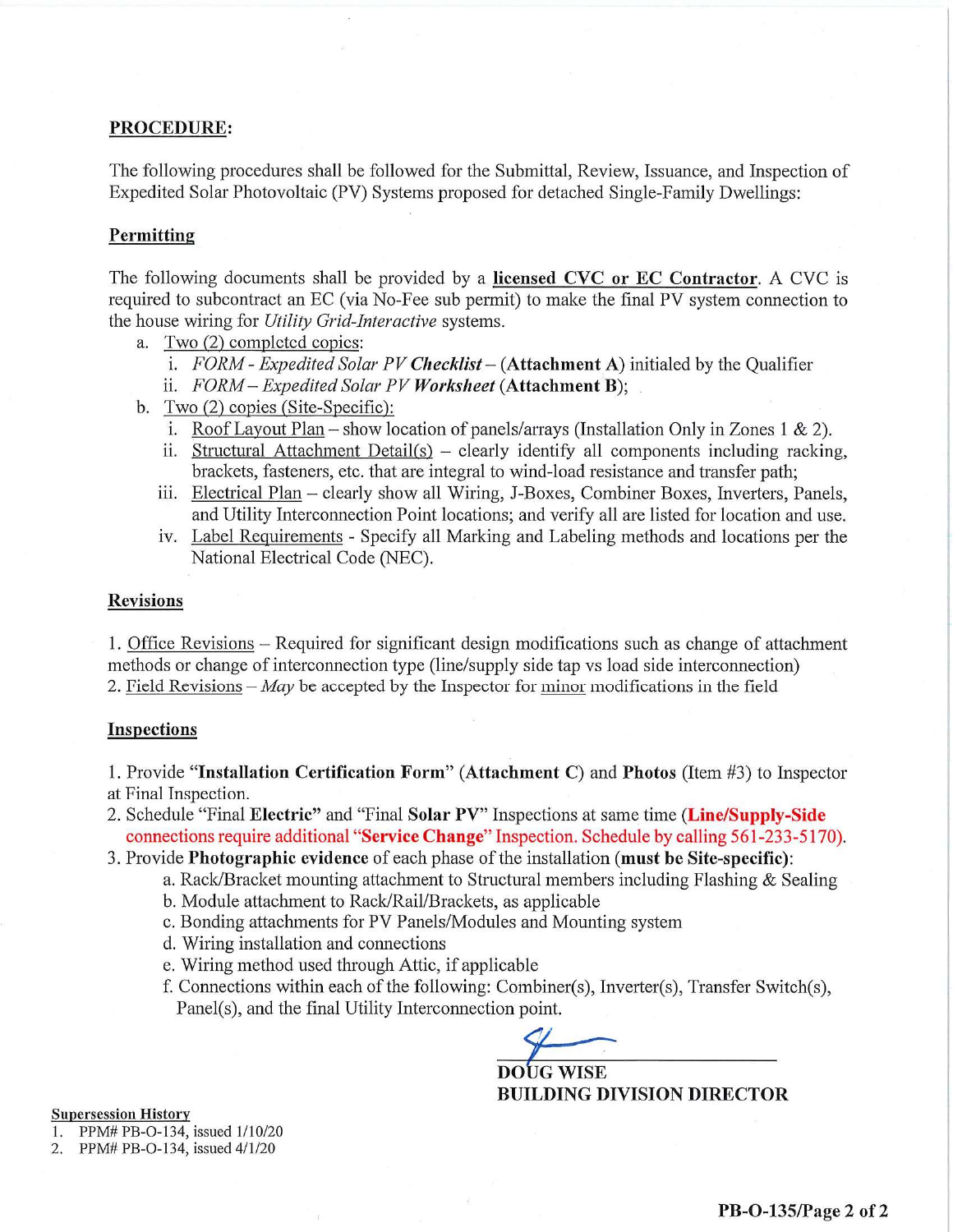## PROCEDURE:

The following procedures shall be followed for the Submittal, Review, Issuance, and Inspection of Expedited Solar Photovoltaic (PV) Systems proposed for detached Single-Family Dwellings:

### Permitting

The following documents shall be provided by a **licensed CVC or EC Contractor**. A CVC is required to subcontract an EC (via No-Fee sub permit) to make the final PV system connection to the house wiring for *Utility Grid-Interactive* systems.

a. Two (2) completed copies:
   i. *FORM - Expedited Solar PV* ***Checklist*** – (**Attachment A**) initialed by the Qualifier
   ii. *FORM – Expedited Solar PV* ***Worksheet*** (**Attachment B**);

b. Two (2) copies (Site-Specific):
   i. Roof Layout Plan – show location of panels/arrays (Installation Only in Zones 1 & 2).
   ii. Structural Attachment Detail(s) – clearly identify all components including racking, brackets, fasteners, etc. that are integral to wind-load resistance and transfer path;
   iii. Electrical Plan – clearly show all Wiring, J-Boxes, Combiner Boxes, Inverters, Panels, and Utility Interconnection Point locations; and verify all are listed for location and use.
   iv. Label Requirements - Specify all Marking and Labeling methods and locations per the National Electrical Code (NEC).

### Revisions

1. Office Revisions – Required for significant design modifications such as change of attachment methods or change of interconnection type (line/supply side tap vs load side interconnection)
2. Field Revisions – *May* be accepted by the Inspector for minor modifications in the field

### Inspections

1. Provide "**Installation Certification Form**" (**Attachment C**) and **Photos** (Item #3) to Inspector at Final Inspection.
2. Schedule "Final **Electric**" and "Final **Solar PV**" Inspections at same time (**Line/Supply-Side** connections require additional "**Service Change**" Inspection. Schedule by calling 561-233-5170).
3. Provide **Photographic evidence** of each phase of the installation (**must be Site-specific**):
   a. Rack/Bracket mounting attachment to Structural members including Flashing & Sealing
   b. Module attachment to Rack/Rail/Brackets, as applicable
   c. Bonding attachments for PV Panels/Modules and Mounting system
   d. Wiring installation and connections
   e. Wiring method used through Attic, if applicable
   f. Connections within each of the following: Combiner(s), Inverter(s), Transfer Switch(s), Panel(s), and the final Utility Interconnection point.

**DOUG WISE**
**BUILDING DIVISION DIRECTOR**

**Supersession History**

1. PPM# PB-O-134, issued 1/10/20
2. PPM# PB-O-134, issued 4/1/20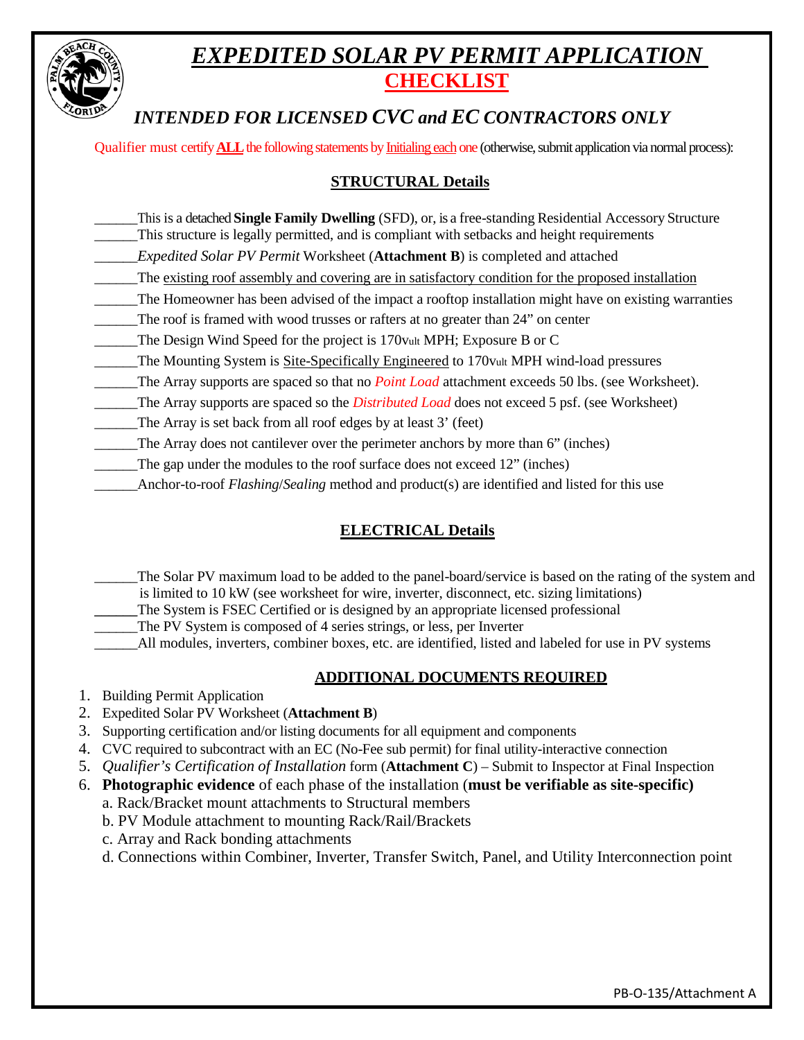# *EXPEDITED SOLAR PV PERMIT APPLICATION*
## CHECKLIST

### *INTENDED FOR LICENSED CVC and EC CONTRACTORS ONLY*

Qualifier must certify **ALL** the following statements by Initialing each one (otherwise, submit application via normal process):

## STRUCTURAL Details

______This is a detached **Single Family Dwelling** (SFD), or, is a free-standing Residential Accessory Structure
______This structure is legally permitted, and is compliant with setbacks and height requirements
______*Expedited Solar PV Permit* Worksheet (**Attachment B**) is completed and attached
______The existing roof assembly and covering are in satisfactory condition for the proposed installation
______The Homeowner has been advised of the impact a rooftop installation might have on existing warranties
______The roof is framed with wood trusses or rafters at no greater than 24" on center
______The Design Wind Speed for the project is 170vult MPH; Exposure B or C
______The Mounting System is Site-Specifically Engineered to 170vult MPH wind-load pressures
______The Array supports are spaced so that no *Point Load* attachment exceeds 50 lbs. (see Worksheet).
______The Array supports are spaced so the *Distributed Load* does not exceed 5 psf. (see Worksheet)
______The Array is set back from all roof edges by at least 3' (feet)
______The Array does not cantilever over the perimeter anchors by more than 6" (inches)
______The gap under the modules to the roof surface does not exceed 12" (inches)
______Anchor-to-roof *Flashing*/*Sealing* method and product(s) are identified and listed for this use

## ELECTRICAL Details

______The Solar PV maximum load to be added to the panel-board/service is based on the rating of the system and is limited to 10 kW (see worksheet for wire, inverter, disconnect, etc. sizing limitations)
______The System is FSEC Certified or is designed by an appropriate licensed professional
______The PV System is composed of 4 series strings, or less, per Inverter
______All modules, inverters, combiner boxes, etc. are identified, listed and labeled for use in PV systems

## ADDITIONAL DOCUMENTS REQUIRED

1. Building Permit Application
2. Expedited Solar PV Worksheet (**Attachment B**)
3. Supporting certification and/or listing documents for all equipment and components
4. CVC required to subcontract with an EC (No-Fee sub permit) for final utility-interactive connection
5. *Qualifier's Certification of Installation* form (**Attachment C**) – Submit to Inspector at Final Inspection
6. **Photographic evidence** of each phase of the installation (**must be verifiable as site-specific)**
   a. Rack/Bracket mount attachments to Structural members
   b. PV Module attachment to mounting Rack/Rail/Brackets
   c. Array and Rack bonding attachments
   d. Connections within Combiner, Inverter, Transfer Switch, Panel, and Utility Interconnection point

PB-O-135/Attachment A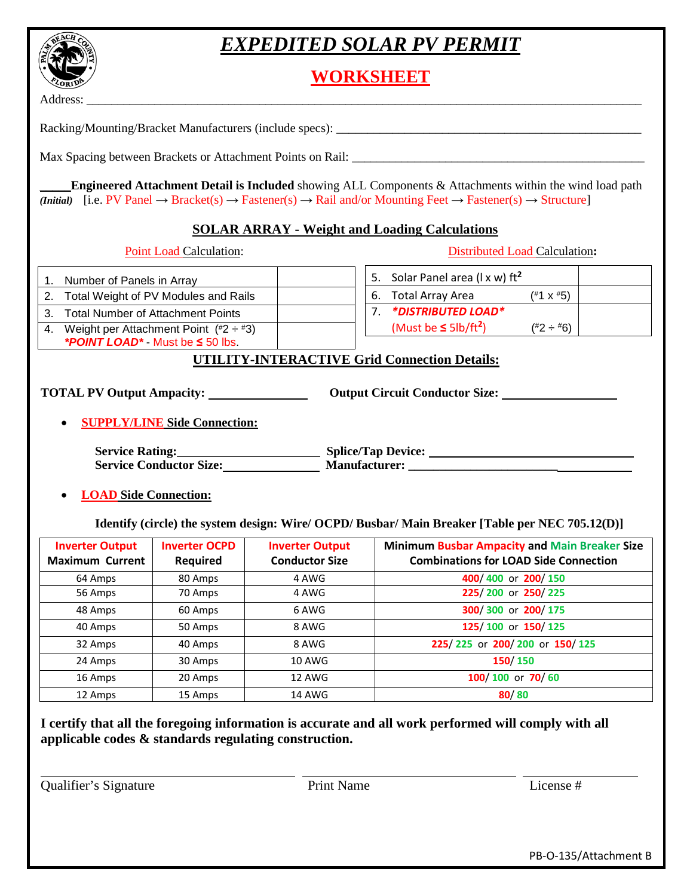# *EXPEDITED SOLAR PV PERMIT*

## WORKSHEET

Address: ___________________________________________________________________________________________

Racking/Mounting/Bracket Manufacturers (include specs): ________________________________________________

Max Spacing between Brackets or Attachment Points on Rail: _____________________________________________

_____**Engineered Attachment Detail is Included** showing ALL Components & Attachments within the wind load path
***(Initial)*** [i.e. PV Panel → Bracket(s) → Fastener(s) → Rail and/or Mounting Feet → Fastener(s) → Structure]

### SOLAR ARRAY - Weight and Loading Calculations

Point Load Calculation:

| | |
|---|---|
| 1. Number of Panels in Array | |
| 2. Total Weight of PV Modules and Rails | |
| 3. Total Number of Attachment Points | |
| 4. Weight per Attachment Point (#2 ÷ #3) ***POINT LOAD*** - Must be ≤ 50 lbs. | |

**Distributed Load Calculation:**

| | |
|---|---|
| 5. Solar Panel area (l x w) $ft^2$ | |
| 6. Total Array Area (#1 x #5) | |
| 7. ***DISTRIBUTED LOAD*** (Must be ≤ 5lb/$ft^2$) (#2 ÷ #6) | |

### UTILITY-INTERACTIVE Grid Connection Details:

**TOTAL PV Output Ampacity:** _______________ **Output Circuit Conductor Size:** _______________

- **SUPPLY/LINE Side Connection:**

  **Service Rating:**______________________ **Splice/Tap Device:** ______________________________
  **Service Conductor Size:**_______________ **Manufacturer:** __________________________________

- **LOAD Side Connection:**

  **Identify (circle) the system design: Wire/ OCPD/ Busbar/ Main Breaker [Table per NEC 705.12(D)]**

| Inverter Output Maximum Current | Inverter OCPD Required | Inverter Output Conductor Size | Minimum Busbar Ampacity and Main Breaker Size Combinations for LOAD Side Connection |
|---|---|---|---|
| 64 Amps | 80 Amps | 4 AWG | 400/ 400 or 200/ 150 |
| 56 Amps | 70 Amps | 4 AWG | 225/ 200 or 250/ 225 |
| 48 Amps | 60 Amps | 6 AWG | 300/ 300 or 200/ 175 |
| 40 Amps | 50 Amps | 8 AWG | 125/ 100 or 150/ 125 |
| 32 Amps | 40 Amps | 8 AWG | 225/ 225 or 200/ 200 or 150/ 125 |
| 24 Amps | 30 Amps | 10 AWG | 150/ 150 |
| 16 Amps | 20 Amps | 12 AWG | 100/ 100 or 70/ 60 |
| 12 Amps | 15 Amps | 14 AWG | 80/ 80 |

**I certify that all the foregoing information is accurate and all work performed will comply with all applicable codes & standards regulating construction.**

_________________________________ _______________________________ _______________
Qualifier's Signature Print Name License #

PB-O-135/Attachment B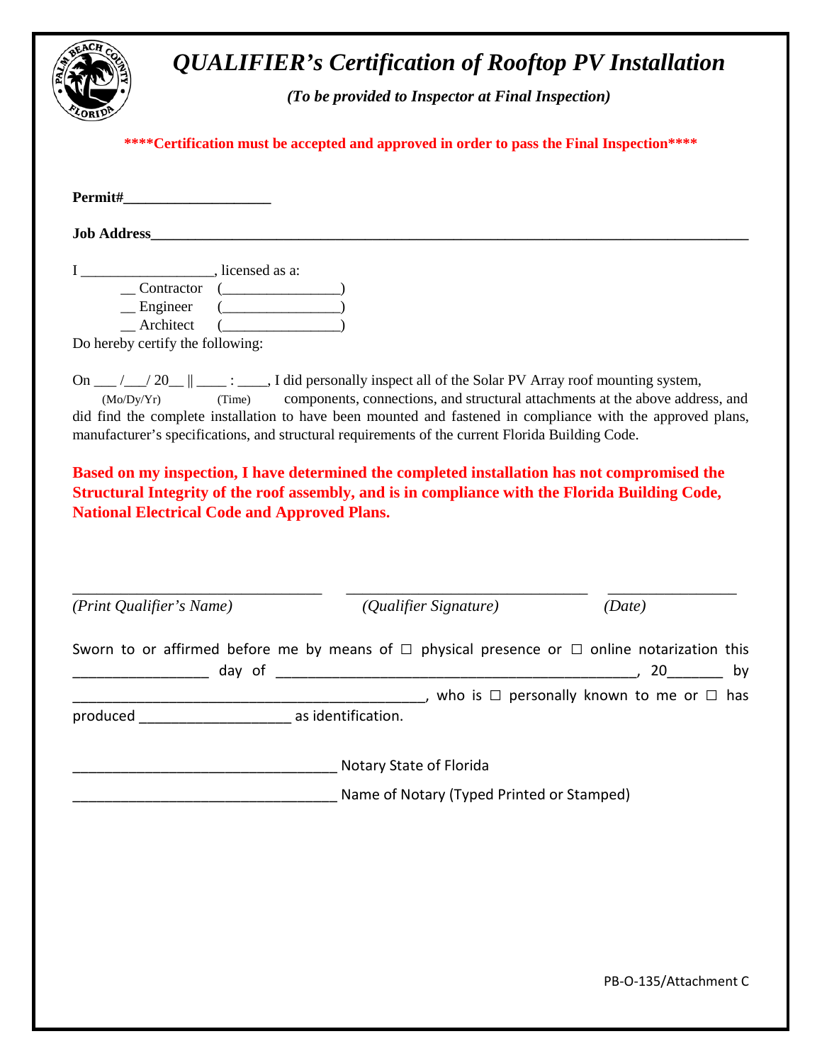# *QUALIFIER's Certification of Rooftop PV Installation*

***(To be provided to Inspector at Final Inspection)***

**\*\*\*\*Certification must be accepted and approved in order to pass the Final Inspection\*\*\*\***

**Permit#\_\_\_\_\_\_\_\_\_\_\_\_\_\_\_\_\_\_\_**

**Job Address\_\_\_\_\_\_\_\_\_\_\_\_\_\_\_\_\_\_\_\_\_\_\_\_\_\_\_\_\_\_\_\_\_\_\_\_\_\_\_\_\_\_\_\_\_\_\_\_\_\_\_\_\_\_\_\_\_\_\_\_\_\_\_\_\_\_\_\_\_\_\_\_\_\_**

I \_\_\_\_\_\_\_\_\_\_\_\_\_\_\_\_\_, licensed as a:

- \_\_ Contractor (\_\_\_\_\_\_\_\_\_\_\_\_\_\_\_)
- \_\_ Engineer (\_\_\_\_\_\_\_\_\_\_\_\_\_\_\_)
- \_\_ Architect (\_\_\_\_\_\_\_\_\_\_\_\_\_\_\_)

Do hereby certify the following:

On \_\_\_ /\_\_\_/ 20\_\_ || \_\_\_\_ : \_\_\_\_, I did personally inspect all of the Solar PV Array roof mounting system,
(Mo/Dy/Yr) (Time) components, connections, and structural attachments at the above address, and did find the complete installation to have been mounted and fastened in compliance with the approved plans, manufacturer's specifications, and structural requirements of the current Florida Building Code.

**Based on my inspection, I have determined the completed installation has not compromised the Structural Integrity of the roof assembly, and is in compliance with the Florida Building Code, National Electrical Code and Approved Plans.**

\_\_\_\_\_\_\_\_\_\_\_\_\_\_\_\_\_\_\_\_\_\_\_\_\_\_\_\_\_\_ \_\_\_\_\_\_\_\_\_\_\_\_\_\_\_\_\_\_\_\_\_\_\_\_\_\_\_\_\_\_ \_\_\_\_\_\_\_\_\_\_\_\_\_\_\_\_
*(Print Qualifier's Name)* *(Qualifier Signature)* *(Date)*

Sworn to or affirmed before me by means of ☐ physical presence or ☐ online notarization this \_\_\_\_\_\_\_\_\_\_\_\_\_\_\_\_ day of \_\_\_\_\_\_\_\_\_\_\_\_\_\_\_\_\_\_\_\_\_\_\_\_\_\_\_\_\_\_\_\_\_\_\_\_\_\_\_\_\_\_\_\_, 20\_\_\_\_\_\_\_ by \_\_\_\_\_\_\_\_\_\_\_\_\_\_\_\_\_\_\_\_\_\_\_\_\_\_\_\_\_\_\_\_\_\_\_\_\_\_\_\_\_\_\_\_, who is ☐ personally known to me or ☐ has produced \_\_\_\_\_\_\_\_\_\_\_\_\_\_\_\_\_\_\_ as identification.

\_\_\_\_\_\_\_\_\_\_\_\_\_\_\_\_\_\_\_\_\_\_\_\_\_\_\_\_\_\_\_\_\_ Notary State of Florida

\_\_\_\_\_\_\_\_\_\_\_\_\_\_\_\_\_\_\_\_\_\_\_\_\_\_\_\_\_\_\_\_\_ Name of Notary (Typed Printed or Stamped)

PB-O-135/Attachment C